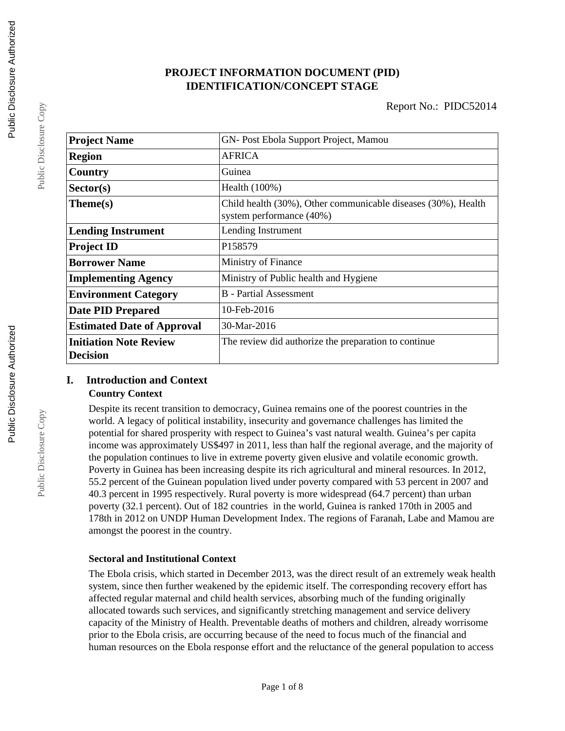# PROJECT INFORMATION DOCUMENT (PID)
# IDENTIFICATION/CONCEPT STAGE

Report No.: PIDC52014

| Project Name | GN- Post Ebola Support Project, Mamou |
|---|---|
| Region | AFRICA |
| Country | Guinea |
| Sector(s) | Health (100%) |
| Theme(s) | Child health (30%), Other communicable diseases (30%), Health system performance (40%) |
| Lending Instrument | Lending Instrument |
| Project ID | P158579 |
| Borrower Name | Ministry of Finance |
| Implementing Agency | Ministry of Public health and Hygiene |
| Environment Category | B - Partial Assessment |
| Date PID Prepared | 10-Feb-2016 |
| Estimated Date of Approval | 30-Mar-2016 |
| Initiation Note Review Decision | The review did authorize the preparation to continue |

## I. Introduction and Context

### Country Context

Despite its recent transition to democracy, Guinea remains one of the poorest countries in the world. A legacy of political instability, insecurity and governance challenges has limited the potential for shared prosperity with respect to Guinea's vast natural wealth. Guinea's per capita income was approximately US$497 in 2011, less than half the regional average, and the majority of the population continues to live in extreme poverty given elusive and volatile economic growth. Poverty in Guinea has been increasing despite its rich agricultural and mineral resources. In 2012, 55.2 percent of the Guinean population lived under poverty compared with 53 percent in 2007 and 40.3 percent in 1995 respectively. Rural poverty is more widespread (64.7 percent) than urban poverty (32.1 percent). Out of 182 countries in the world, Guinea is ranked 170th in 2005 and 178th in 2012 on UNDP Human Development Index. The regions of Faranah, Labe and Mamou are amongst the poorest in the country.

### Sectoral and Institutional Context

The Ebola crisis, which started in December 2013, was the direct result of an extremely weak health system, since then further weakened by the epidemic itself. The corresponding recovery effort has affected regular maternal and child health services, absorbing much of the funding originally allocated towards such services, and significantly stretching management and service delivery capacity of the Ministry of Health. Preventable deaths of mothers and children, already worrisome prior to the Ebola crisis, are occurring because of the need to focus much of the financial and human resources on the Ebola response effort and the reluctance of the general population to access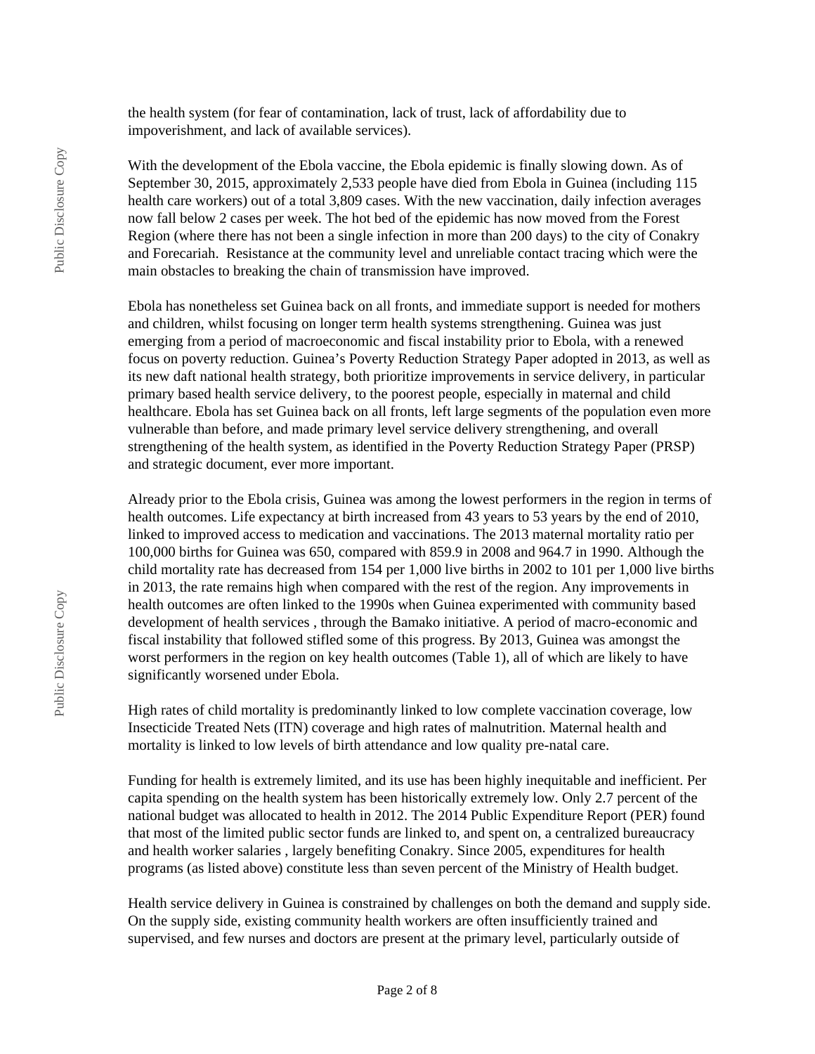the health system (for fear of contamination, lack of trust, lack of affordability due to impoverishment, and lack of available services).

With the development of the Ebola vaccine, the Ebola epidemic is finally slowing down. As of September 30, 2015, approximately 2,533 people have died from Ebola in Guinea (including 115 health care workers) out of a total 3,809 cases. With the new vaccination, daily infection averages now fall below 2 cases per week. The hot bed of the epidemic has now moved from the Forest Region (where there has not been a single infection in more than 200 days) to the city of Conakry and Forecariah. Resistance at the community level and unreliable contact tracing which were the main obstacles to breaking the chain of transmission have improved.

Ebola has nonetheless set Guinea back on all fronts, and immediate support is needed for mothers and children, whilst focusing on longer term health systems strengthening. Guinea was just emerging from a period of macroeconomic and fiscal instability prior to Ebola, with a renewed focus on poverty reduction. Guinea's Poverty Reduction Strategy Paper adopted in 2013, as well as its new daft national health strategy, both prioritize improvements in service delivery, in particular primary based health service delivery, to the poorest people, especially in maternal and child healthcare. Ebola has set Guinea back on all fronts, left large segments of the population even more vulnerable than before, and made primary level service delivery strengthening, and overall strengthening of the health system, as identified in the Poverty Reduction Strategy Paper (PRSP) and strategic document, ever more important.

Already prior to the Ebola crisis, Guinea was among the lowest performers in the region in terms of health outcomes. Life expectancy at birth increased from 43 years to 53 years by the end of 2010, linked to improved access to medication and vaccinations. The 2013 maternal mortality ratio per 100,000 births for Guinea was 650, compared with 859.9 in 2008 and 964.7 in 1990. Although the child mortality rate has decreased from 154 per 1,000 live births in 2002 to 101 per 1,000 live births in 2013, the rate remains high when compared with the rest of the region. Any improvements in health outcomes are often linked to the 1990s when Guinea experimented with community based development of health services , through the Bamako initiative. A period of macro-economic and fiscal instability that followed stifled some of this progress. By 2013, Guinea was amongst the worst performers in the region on key health outcomes (Table 1), all of which are likely to have significantly worsened under Ebola.

High rates of child mortality is predominantly linked to low complete vaccination coverage, low Insecticide Treated Nets (ITN) coverage and high rates of malnutrition. Maternal health and mortality is linked to low levels of birth attendance and low quality pre-natal care.

Funding for health is extremely limited, and its use has been highly inequitable and inefficient. Per capita spending on the health system has been historically extremely low. Only 2.7 percent of the national budget was allocated to health in 2012. The 2014 Public Expenditure Report (PER) found that most of the limited public sector funds are linked to, and spent on, a centralized bureaucracy and health worker salaries , largely benefiting Conakry. Since 2005, expenditures for health programs (as listed above) constitute less than seven percent of the Ministry of Health budget.

Health service delivery in Guinea is constrained by challenges on both the demand and supply side. On the supply side, existing community health workers are often insufficiently trained and supervised, and few nurses and doctors are present at the primary level, particularly outside of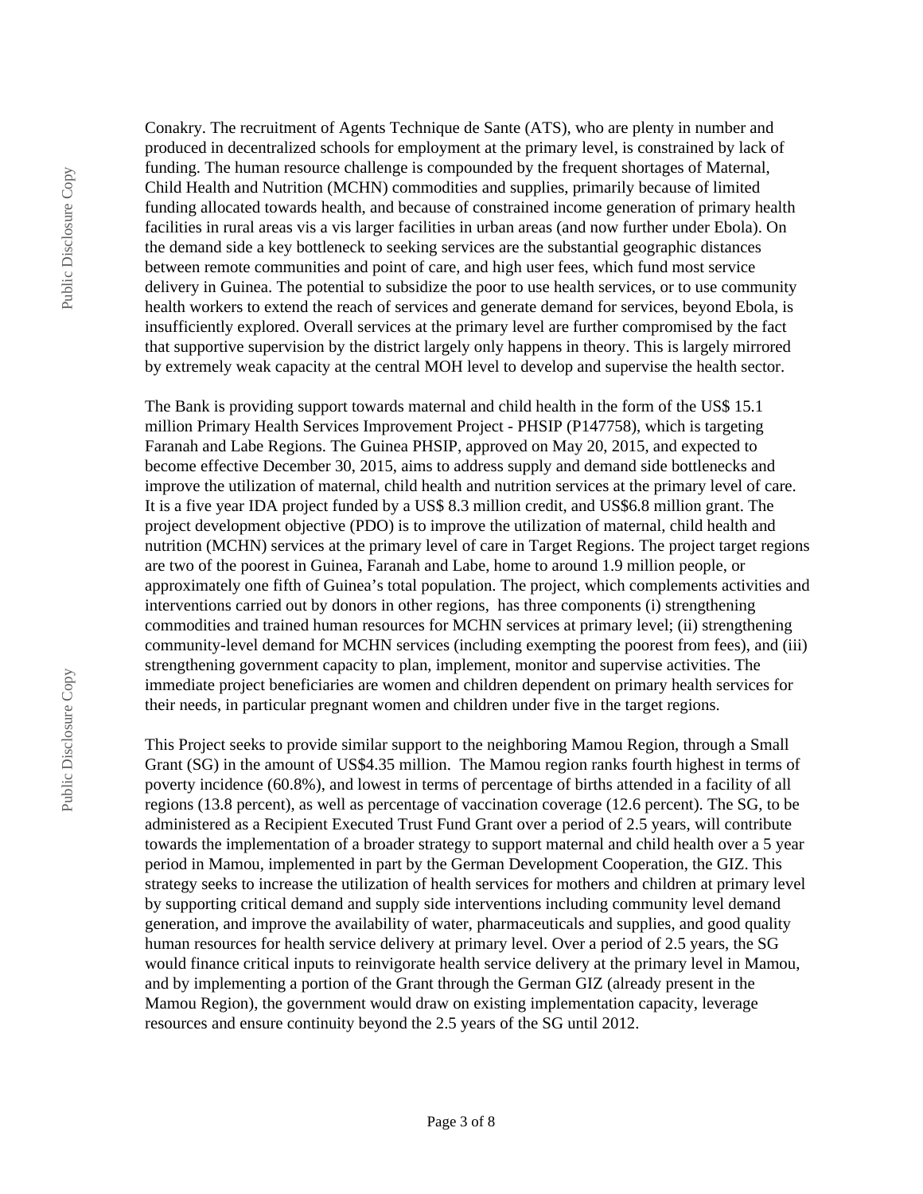Conakry. The recruitment of Agents Technique de Sante (ATS), who are plenty in number and produced in decentralized schools for employment at the primary level, is constrained by lack of funding. The human resource challenge is compounded by the frequent shortages of Maternal, Child Health and Nutrition (MCHN) commodities and supplies, primarily because of limited funding allocated towards health, and because of constrained income generation of primary health facilities in rural areas vis a vis larger facilities in urban areas (and now further under Ebola). On the demand side a key bottleneck to seeking services are the substantial geographic distances between remote communities and point of care, and high user fees, which fund most service delivery in Guinea. The potential to subsidize the poor to use health services, or to use community health workers to extend the reach of services and generate demand for services, beyond Ebola, is insufficiently explored. Overall services at the primary level are further compromised by the fact that supportive supervision by the district largely only happens in theory. This is largely mirrored by extremely weak capacity at the central MOH level to develop and supervise the health sector.

The Bank is providing support towards maternal and child health in the form of the US$ 15.1 million Primary Health Services Improvement Project - PHSIP (P147758), which is targeting Faranah and Labe Regions. The Guinea PHSIP, approved on May 20, 2015, and expected to become effective December 30, 2015, aims to address supply and demand side bottlenecks and improve the utilization of maternal, child health and nutrition services at the primary level of care. It is a five year IDA project funded by a US$ 8.3 million credit, and US$6.8 million grant. The project development objective (PDO) is to improve the utilization of maternal, child health and nutrition (MCHN) services at the primary level of care in Target Regions. The project target regions are two of the poorest in Guinea, Faranah and Labe, home to around 1.9 million people, or approximately one fifth of Guinea's total population. The project, which complements activities and interventions carried out by donors in other regions, has three components (i) strengthening commodities and trained human resources for MCHN services at primary level; (ii) strengthening community-level demand for MCHN services (including exempting the poorest from fees), and (iii) strengthening government capacity to plan, implement, monitor and supervise activities. The immediate project beneficiaries are women and children dependent on primary health services for their needs, in particular pregnant women and children under five in the target regions.

This Project seeks to provide similar support to the neighboring Mamou Region, through a Small Grant (SG) in the amount of US$4.35 million. The Mamou region ranks fourth highest in terms of poverty incidence (60.8%), and lowest in terms of percentage of births attended in a facility of all regions (13.8 percent), as well as percentage of vaccination coverage (12.6 percent). The SG, to be administered as a Recipient Executed Trust Fund Grant over a period of 2.5 years, will contribute towards the implementation of a broader strategy to support maternal and child health over a 5 year period in Mamou, implemented in part by the German Development Cooperation, the GIZ. This strategy seeks to increase the utilization of health services for mothers and children at primary level by supporting critical demand and supply side interventions including community level demand generation, and improve the availability of water, pharmaceuticals and supplies, and good quality human resources for health service delivery at primary level. Over a period of 2.5 years, the SG would finance critical inputs to reinvigorate health service delivery at the primary level in Mamou, and by implementing a portion of the Grant through the German GIZ (already present in the Mamou Region), the government would draw on existing implementation capacity, leverage resources and ensure continuity beyond the 2.5 years of the SG until 2012.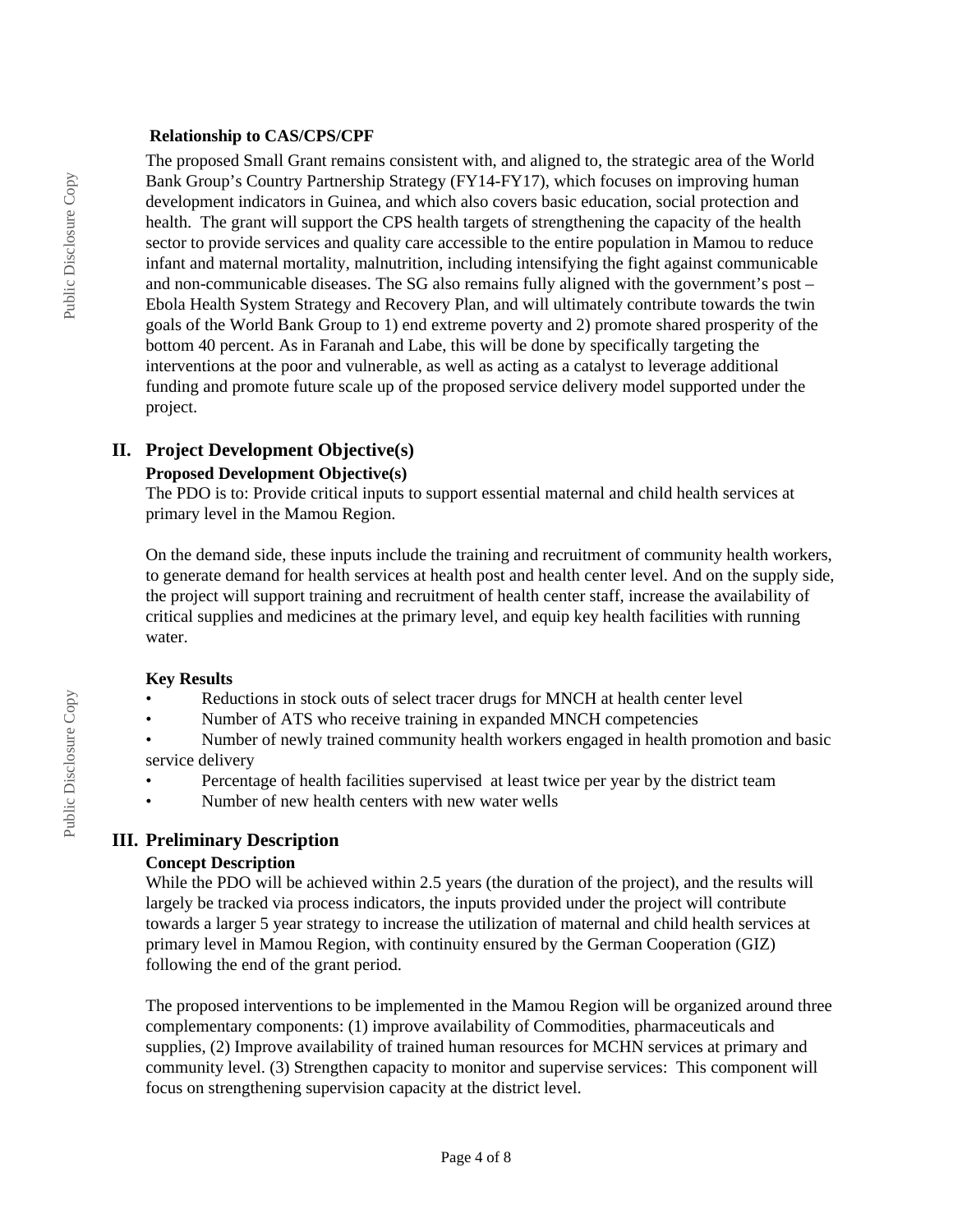### Relationship to CAS/CPS/CPF

The proposed Small Grant remains consistent with, and aligned to, the strategic area of the World Bank Group's Country Partnership Strategy (FY14-FY17), which focuses on improving human development indicators in Guinea, and which also covers basic education, social protection and health. The grant will support the CPS health targets of strengthening the capacity of the health sector to provide services and quality care accessible to the entire population in Mamou to reduce infant and maternal mortality, malnutrition, including intensifying the fight against communicable and non-communicable diseases. The SG also remains fully aligned with the government's post – Ebola Health System Strategy and Recovery Plan, and will ultimately contribute towards the twin goals of the World Bank Group to 1) end extreme poverty and 2) promote shared prosperity of the bottom 40 percent. As in Faranah and Labe, this will be done by specifically targeting the interventions at the poor and vulnerable, as well as acting as a catalyst to leverage additional funding and promote future scale up of the proposed service delivery model supported under the project.

## II. Project Development Objective(s)

### Proposed Development Objective(s)

The PDO is to: Provide critical inputs to support essential maternal and child health services at primary level in the Mamou Region.

On the demand side, these inputs include the training and recruitment of community health workers, to generate demand for health services at health post and health center level. And on the supply side, the project will support training and recruitment of health center staff, increase the availability of critical supplies and medicines at the primary level, and equip key health facilities with running water.

### Key Results

- Reductions in stock outs of select tracer drugs for MNCH at health center level
- Number of ATS who receive training in expanded MNCH competencies
- Number of newly trained community health workers engaged in health promotion and basic service delivery
- Percentage of health facilities supervised at least twice per year by the district team
- Number of new health centers with new water wells

## III. Preliminary Description

### Concept Description

While the PDO will be achieved within 2.5 years (the duration of the project), and the results will largely be tracked via process indicators, the inputs provided under the project will contribute towards a larger 5 year strategy to increase the utilization of maternal and child health services at primary level in Mamou Region, with continuity ensured by the German Cooperation (GIZ) following the end of the grant period.

The proposed interventions to be implemented in the Mamou Region will be organized around three complementary components: (1) improve availability of Commodities, pharmaceuticals and supplies, (2) Improve availability of trained human resources for MCHN services at primary and community level. (3) Strengthen capacity to monitor and supervise services: This component will focus on strengthening supervision capacity at the district level.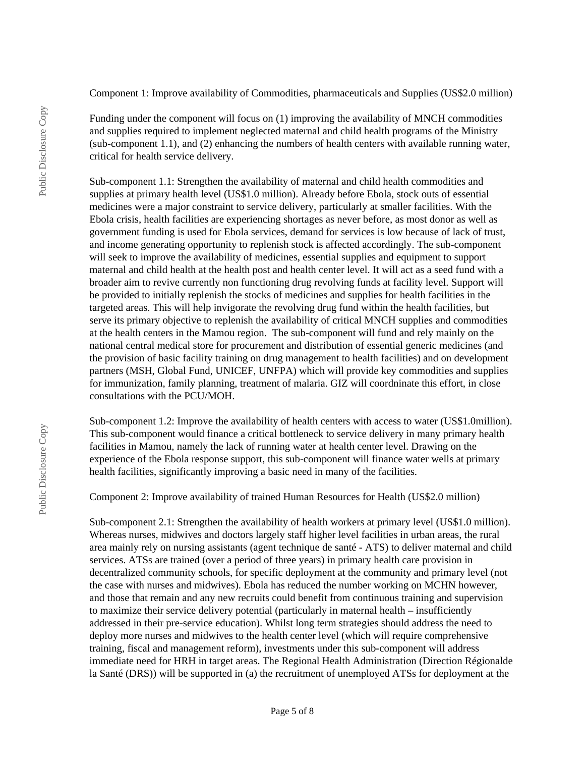Component 1: Improve availability of Commodities, pharmaceuticals and Supplies (US$2.0 million)

Funding under the component will focus on (1) improving the availability of MNCH commodities and supplies required to implement neglected maternal and child health programs of the Ministry (sub-component 1.1), and (2) enhancing the numbers of health centers with available running water, critical for health service delivery.

Sub-component 1.1: Strengthen the availability of maternal and child health commodities and supplies at primary health level (US$1.0 million). Already before Ebola, stock outs of essential medicines were a major constraint to service delivery, particularly at smaller facilities. With the Ebola crisis, health facilities are experiencing shortages as never before, as most donor as well as government funding is used for Ebola services, demand for services is low because of lack of trust, and income generating opportunity to replenish stock is affected accordingly. The sub-component will seek to improve the availability of medicines, essential supplies and equipment to support maternal and child health at the health post and health center level. It will act as a seed fund with a broader aim to revive currently non functioning drug revolving funds at facility level. Support will be provided to initially replenish the stocks of medicines and supplies for health facilities in the targeted areas. This will help invigorate the revolving drug fund within the health facilities, but serve its primary objective to replenish the availability of critical MNCH supplies and commodities at the health centers in the Mamou region. The sub-component will fund and rely mainly on the national central medical store for procurement and distribution of essential generic medicines (and the provision of basic facility training on drug management to health facilities) and on development partners (MSH, Global Fund, UNICEF, UNFPA) which will provide key commodities and supplies for immunization, family planning, treatment of malaria. GIZ will coordninate this effort, in close consultations with the PCU/MOH.

Sub-component 1.2: Improve the availability of health centers with access to water (US$1.0million). This sub-component would finance a critical bottleneck to service delivery in many primary health facilities in Mamou, namely the lack of running water at health center level. Drawing on the experience of the Ebola response support, this sub-component will finance water wells at primary health facilities, significantly improving a basic need in many of the facilities.

Component 2: Improve availability of trained Human Resources for Health (US$2.0 million)

Sub-component 2.1: Strengthen the availability of health workers at primary level (US$1.0 million). Whereas nurses, midwives and doctors largely staff higher level facilities in urban areas, the rural area mainly rely on nursing assistants (agent technique de santé - ATS) to deliver maternal and child services. ATSs are trained (over a period of three years) in primary health care provision in decentralized community schools, for specific deployment at the community and primary level (not the case with nurses and midwives). Ebola has reduced the number working on MCHN however, and those that remain and any new recruits could benefit from continuous training and supervision to maximize their service delivery potential (particularly in maternal health – insufficiently addressed in their pre-service education). Whilst long term strategies should address the need to deploy more nurses and midwives to the health center level (which will require comprehensive training, fiscal and management reform), investments under this sub-component will address immediate need for HRH in target areas. The Regional Health Administration (Direction Régionalde la Santé (DRS)) will be supported in (a) the recruitment of unemployed ATSs for deployment at the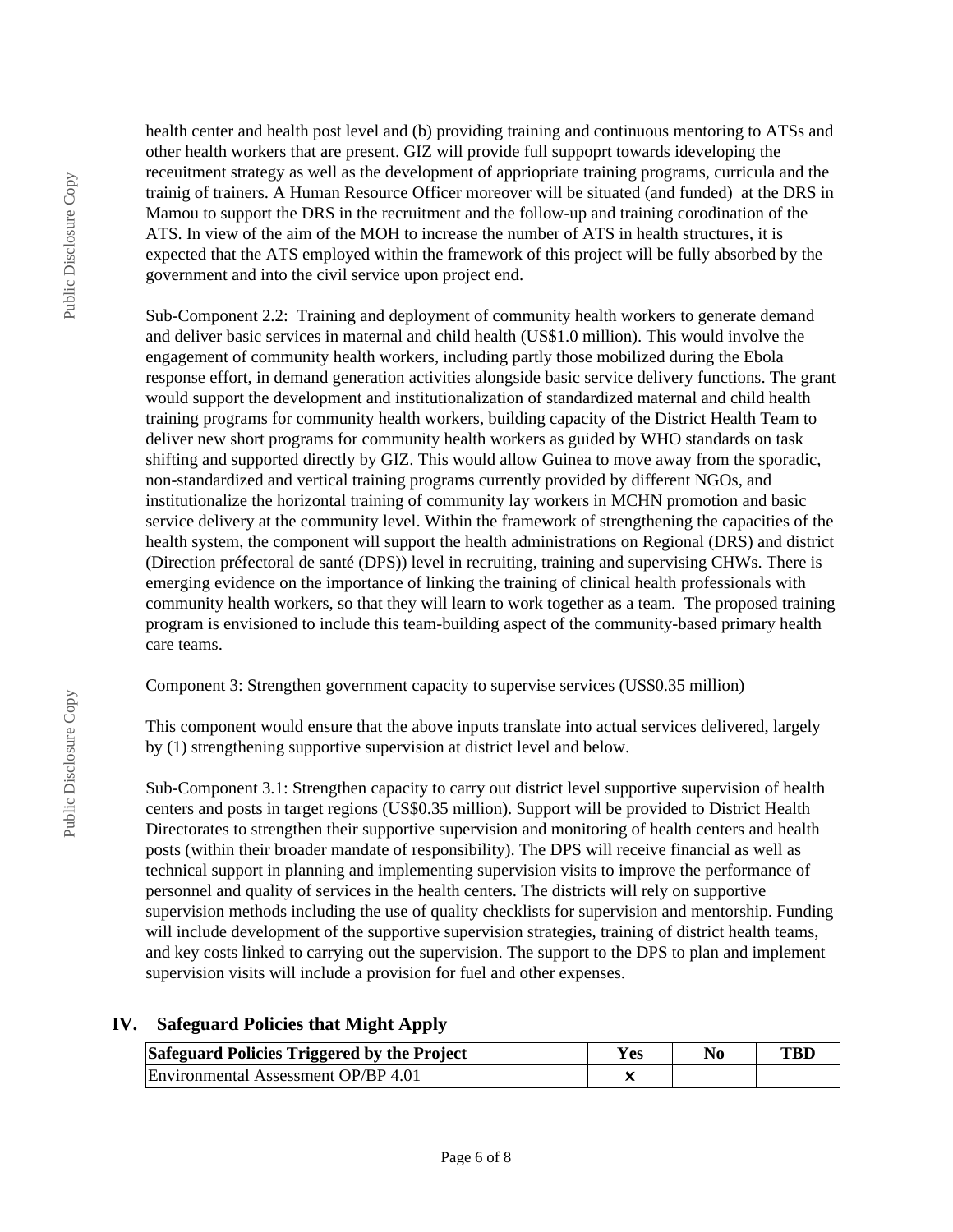health center and health post level and (b) providing training and continuous mentoring to ATSs and other health workers that are present. GIZ will provide full suppoprt towards ideveloping the receuitment strategy as well as the development of appriopriate training programs, curricula and the trainig of trainers. A Human Resource Officer moreover will be situated (and funded) at the DRS in Mamou to support the DRS in the recruitment and the follow-up and training corodination of the ATS. In view of the aim of the MOH to increase the number of ATS in health structures, it is expected that the ATS employed within the framework of this project will be fully absorbed by the government and into the civil service upon project end.

Sub-Component 2.2: Training and deployment of community health workers to generate demand and deliver basic services in maternal and child health (US$1.0 million). This would involve the engagement of community health workers, including partly those mobilized during the Ebola response effort, in demand generation activities alongside basic service delivery functions. The grant would support the development and institutionalization of standardized maternal and child health training programs for community health workers, building capacity of the District Health Team to deliver new short programs for community health workers as guided by WHO standards on task shifting and supported directly by GIZ. This would allow Guinea to move away from the sporadic, non-standardized and vertical training programs currently provided by different NGOs, and institutionalize the horizontal training of community lay workers in MCHN promotion and basic service delivery at the community level. Within the framework of strengthening the capacities of the health system, the component will support the health administrations on Regional (DRS) and district (Direction préfectoral de santé (DPS)) level in recruiting, training and supervising CHWs. There is emerging evidence on the importance of linking the training of clinical health professionals with community health workers, so that they will learn to work together as a team. The proposed training program is envisioned to include this team-building aspect of the community-based primary health care teams.

Component 3: Strengthen government capacity to supervise services (US$0.35 million)

This component would ensure that the above inputs translate into actual services delivered, largely by (1) strengthening supportive supervision at district level and below.

Sub-Component 3.1: Strengthen capacity to carry out district level supportive supervision of health centers and posts in target regions (US$0.35 million). Support will be provided to District Health Directorates to strengthen their supportive supervision and monitoring of health centers and health posts (within their broader mandate of responsibility). The DPS will receive financial as well as technical support in planning and implementing supervision visits to improve the performance of personnel and quality of services in the health centers. The districts will rely on supportive supervision methods including the use of quality checklists for supervision and mentorship. Funding will include development of the supportive supervision strategies, training of district health teams, and key costs linked to carrying out the supervision. The support to the DPS to plan and implement supervision visits will include a provision for fuel and other expenses.

## IV. Safeguard Policies that Might Apply

| Safeguard Policies Triggered by the Project | Yes | No | TBD |
|---|---|---|---|
| Environmental Assessment OP/BP 4.01 | ✖ | | |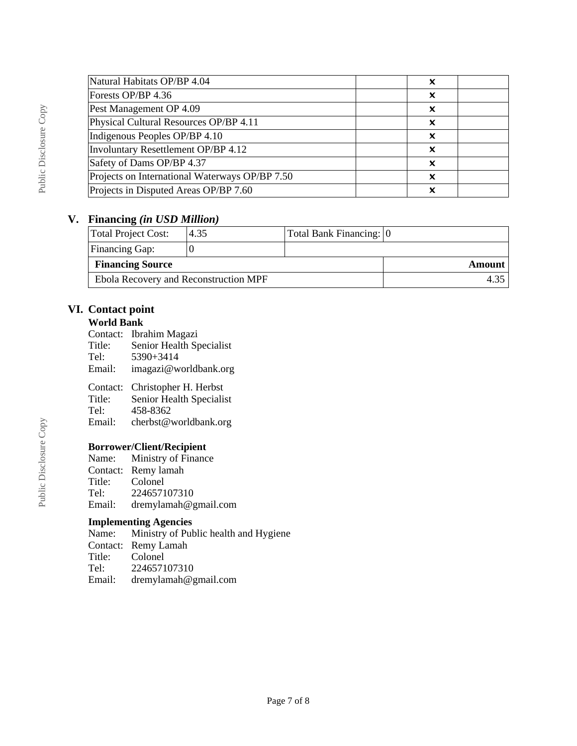| | | | |
|---|---|---|---|
| Natural Habitats OP/BP 4.04 | | ✖ | |
| Forests OP/BP 4.36 | | ✖ | |
| Pest Management OP 4.09 | | ✖ | |
| Physical Cultural Resources OP/BP 4.11 | | ✖ | |
| Indigenous Peoples OP/BP 4.10 | | ✖ | |
| Involuntary Resettlement OP/BP 4.12 | | ✖ | |
| Safety of Dams OP/BP 4.37 | | ✖ | |
| Projects on International Waterways OP/BP 7.50 | | ✖ | |
| Projects in Disputed Areas OP/BP 7.60 | | ✖ | |

## V. Financing *(in USD Million)*

| Total Project Cost: | 4.35 | Total Bank Financing: | 0 |
|---|---|---|---|
| Financing Gap: | 0 | | |
| **Financing Source** | | | **Amount** |
| Ebola Recovery and Reconstruction MPF | | | 4.35 |

## VI. Contact point

### World Bank

Contact: Ibrahim Magazi
Title: Senior Health Specialist
Tel: 5390+3414
Email: imagazi@worldbank.org

Contact: Christopher H. Herbst
Title: Senior Health Specialist
Tel: 458-8362
Email: cherbst@worldbank.org

### Borrower/Client/Recipient

Name: Ministry of Finance
Contact: Remy lamah
Title: Colonel
Tel: 224657107310
Email: dremylamah@gmail.com

### Implementing Agencies

Name: Ministry of Public health and Hygiene
Contact: Remy Lamah
Title: Colonel
Tel: 224657107310
Email: dremylamah@gmail.com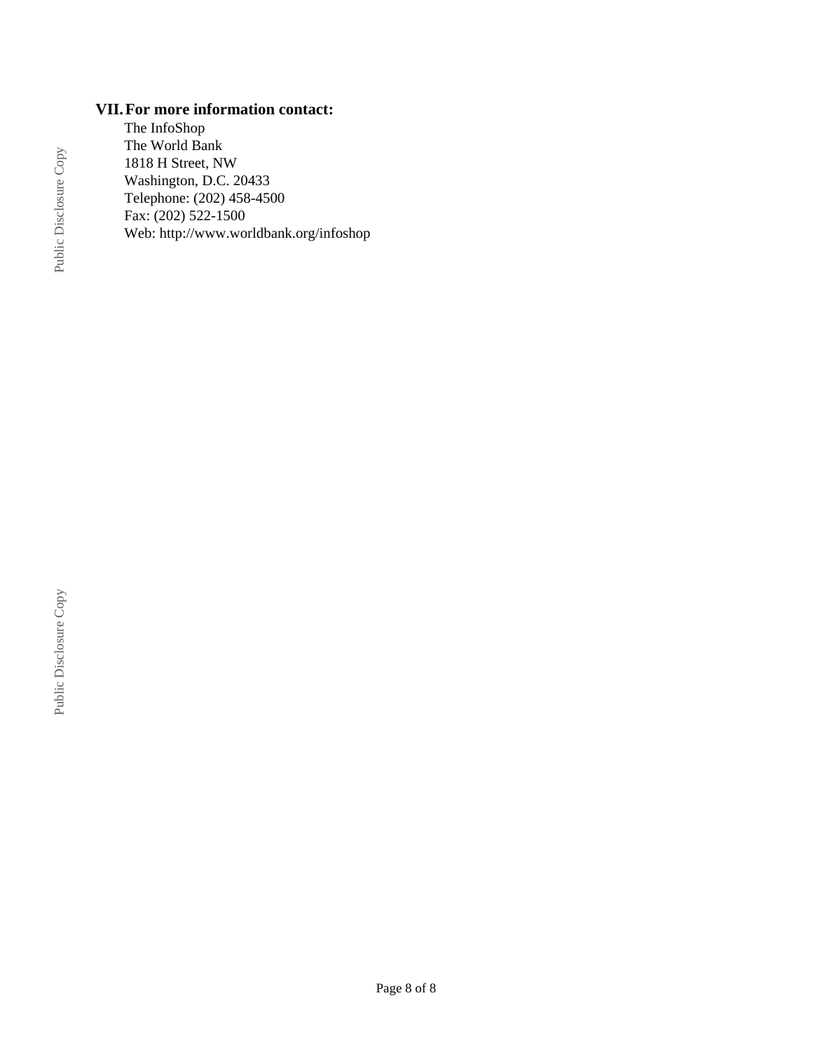## VII. For more information contact:

The InfoShop
The World Bank
1818 H Street, NW
Washington, D.C. 20433
Telephone: (202) 458-4500
Fax: (202) 522-1500
Web: http://www.worldbank.org/infoshop